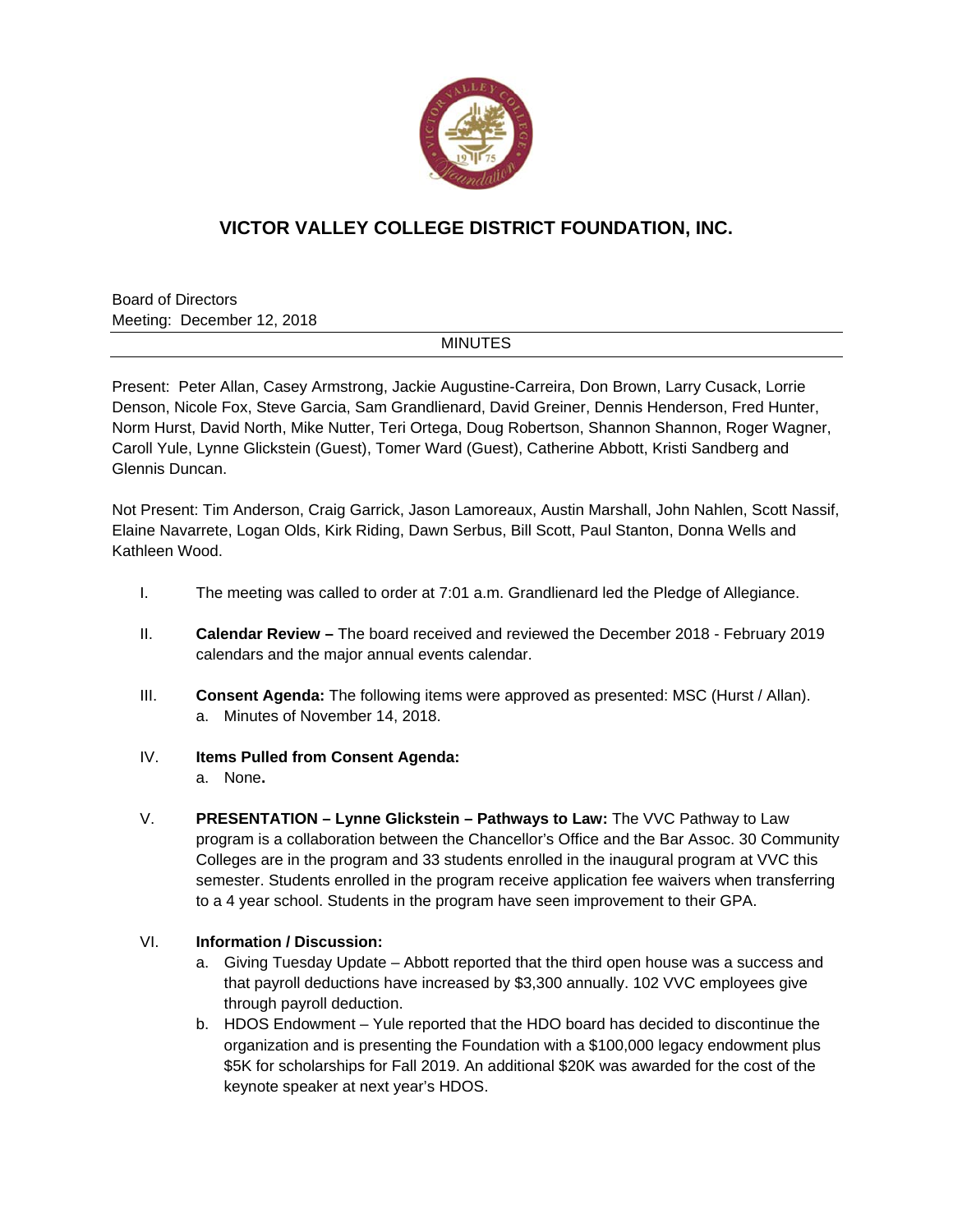# VICTOR VALLEY COLLEGE DISTRICT FOUNDATION, INC.

Board of Directors
Meeting: December 12, 2018

MINUTES

Present: Peter Allan, Casey Armstrong, Jackie Augustine-Carreira, Don Brown, Larry Cusack, Lorrie Denson, Nicole Fox, Steve Garcia, Sam Grandlienard, David Greiner, Dennis Henderson, Fred Hunter, Norm Hurst, David North, Mike Nutter, Teri Ortega, Doug Robertson, Shannon Shannon, Roger Wagner, Caroll Yule, Lynne Glickstein (Guest), Tomer Ward (Guest), Catherine Abbott, Kristi Sandberg and Glennis Duncan.

Not Present: Tim Anderson, Craig Garrick, Jason Lamoreaux, Austin Marshall, John Nahlen, Scott Nassif, Elaine Navarrete, Logan Olds, Kirk Riding, Dawn Serbus, Bill Scott, Paul Stanton, Donna Wells and Kathleen Wood.

I. The meeting was called to order at 7:01 a.m. Grandlienard led the Pledge of Allegiance.

II. **Calendar Review –** The board received and reviewed the December 2018 - February 2019 calendars and the major annual events calendar.

III. **Consent Agenda:** The following items were approved as presented: MSC (Hurst / Allan).
   a. Minutes of November 14, 2018.

IV. **Items Pulled from Consent Agenda:**
   a. None**.**

V. **PRESENTATION – Lynne Glickstein – Pathways to Law:** The VVC Pathway to Law program is a collaboration between the Chancellor's Office and the Bar Assoc. 30 Community Colleges are in the program and 33 students enrolled in the inaugural program at VVC this semester. Students enrolled in the program receive application fee waivers when transferring to a 4 year school. Students in the program have seen improvement to their GPA.

VI. **Information / Discussion:**
   a. Giving Tuesday Update – Abbott reported that the third open house was a success and that payroll deductions have increased by $3,300 annually. 102 VVC employees give through payroll deduction.
   b. HDOS Endowment – Yule reported that the HDO board has decided to discontinue the organization and is presenting the Foundation with a $100,000 legacy endowment plus $5K for scholarships for Fall 2019. An additional $20K was awarded for the cost of the keynote speaker at next year's HDOS.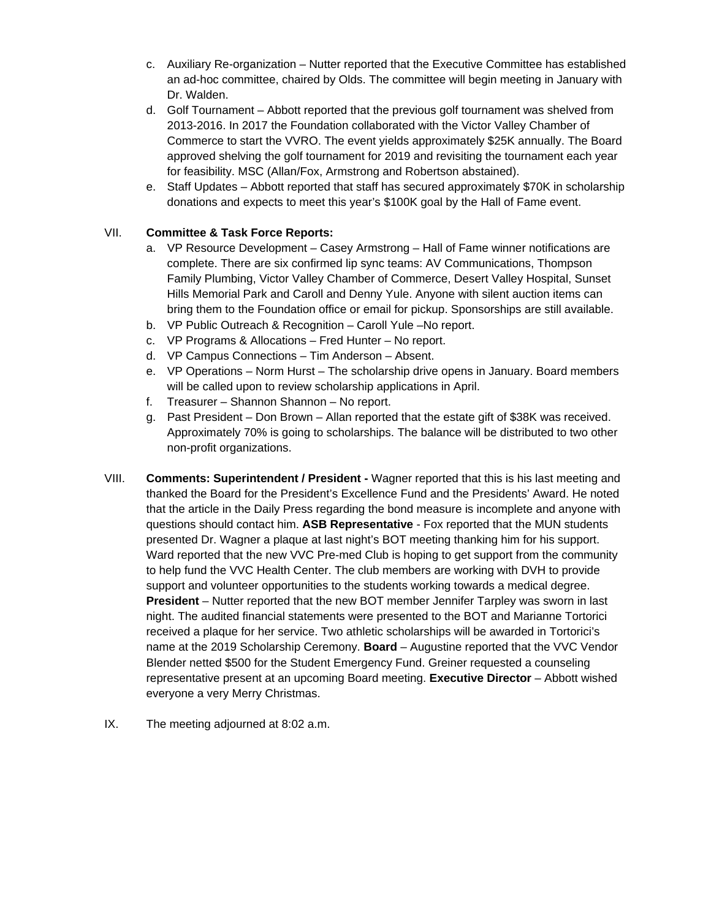c. Auxiliary Re-organization – Nutter reported that the Executive Committee has established an ad-hoc committee, chaired by Olds. The committee will begin meeting in January with Dr. Walden.

d. Golf Tournament – Abbott reported that the previous golf tournament was shelved from 2013-2016. In 2017 the Foundation collaborated with the Victor Valley Chamber of Commerce to start the VVRO. The event yields approximately $25K annually. The Board approved shelving the golf tournament for 2019 and revisiting the tournament each year for feasibility. MSC (Allan/Fox, Armstrong and Robertson abstained).

e. Staff Updates – Abbott reported that staff has secured approximately $70K in scholarship donations and expects to meet this year's $100K goal by the Hall of Fame event.

VII. **Committee & Task Force Reports:**

a. VP Resource Development – Casey Armstrong – Hall of Fame winner notifications are complete. There are six confirmed lip sync teams: AV Communications, Thompson Family Plumbing, Victor Valley Chamber of Commerce, Desert Valley Hospital, Sunset Hills Memorial Park and Caroll and Denny Yule. Anyone with silent auction items can bring them to the Foundation office or email for pickup. Sponsorships are still available.

b. VP Public Outreach & Recognition – Caroll Yule –No report.

c. VP Programs & Allocations – Fred Hunter – No report.

d. VP Campus Connections – Tim Anderson – Absent.

e. VP Operations – Norm Hurst – The scholarship drive opens in January. Board members will be called upon to review scholarship applications in April.

f. Treasurer – Shannon Shannon – No report.

g. Past President – Don Brown – Allan reported that the estate gift of $38K was received. Approximately 70% is going to scholarships. The balance will be distributed to two other non-profit organizations.

VIII. **Comments: Superintendent / President -** Wagner reported that this is his last meeting and thanked the Board for the President's Excellence Fund and the Presidents' Award. He noted that the article in the Daily Press regarding the bond measure is incomplete and anyone with questions should contact him. **ASB Representative** - Fox reported that the MUN students presented Dr. Wagner a plaque at last night's BOT meeting thanking him for his support. Ward reported that the new VVC Pre-med Club is hoping to get support from the community to help fund the VVC Health Center. The club members are working with DVH to provide support and volunteer opportunities to the students working towards a medical degree. **President** – Nutter reported that the new BOT member Jennifer Tarpley was sworn in last night. The audited financial statements were presented to the BOT and Marianne Tortorici received a plaque for her service. Two athletic scholarships will be awarded in Tortorici's name at the 2019 Scholarship Ceremony. **Board** – Augustine reported that the VVC Vendor Blender netted $500 for the Student Emergency Fund. Greiner requested a counseling representative present at an upcoming Board meeting. **Executive Director** – Abbott wished everyone a very Merry Christmas.

IX. The meeting adjourned at 8:02 a.m.